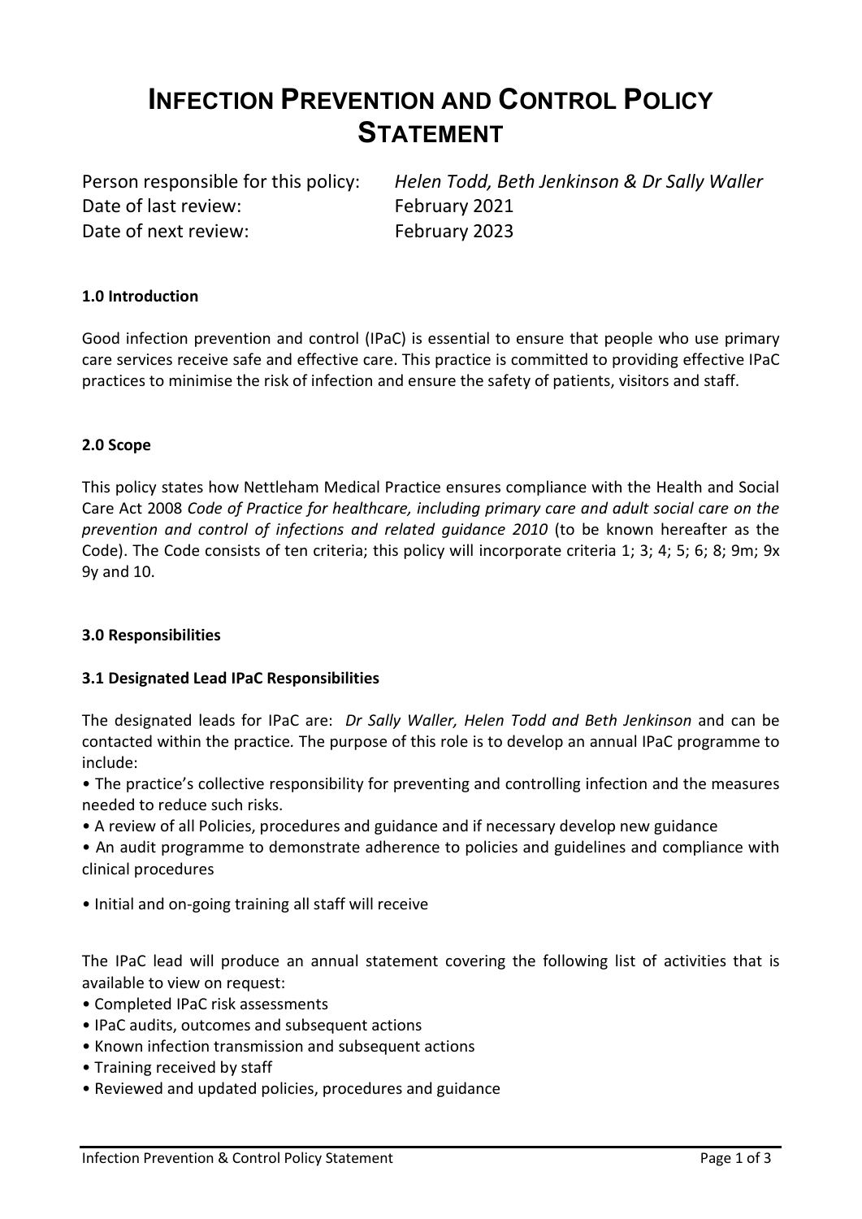# Infection Prevention and Control Policy Statement

Person responsible for this policy: *Helen Todd, Beth Jenkinson & Dr Sally Waller*
Date of last review: February 2021
Date of next review: February 2023

**1.0 Introduction**

Good infection prevention and control (IPaC) is essential to ensure that people who use primary care services receive safe and effective care. This practice is committed to providing effective IPaC practices to minimise the risk of infection and ensure the safety of patients, visitors and staff.

**2.0 Scope**

This policy states how Nettleham Medical Practice ensures compliance with the Health and Social Care Act 2008 *Code of Practice for healthcare, including primary care and adult social care on the prevention and control of infections and related guidance 2010* (to be known hereafter as the Code). The Code consists of ten criteria; this policy will incorporate criteria 1; 3; 4; 5; 6; 8; 9m; 9x 9y and 10.

**3.0 Responsibilities**

**3.1 Designated Lead IPaC Responsibilities**

The designated leads for IPaC are: *Dr Sally Waller, Helen Todd and Beth Jenkinson* and can be contacted within the practice. The purpose of this role is to develop an annual IPaC programme to include:

- The practice's collective responsibility for preventing and controlling infection and the measures needed to reduce such risks.
- A review of all Policies, procedures and guidance and if necessary develop new guidance
- An audit programme to demonstrate adherence to policies and guidelines and compliance with clinical procedures
- Initial and on-going training all staff will receive

The IPaC lead will produce an annual statement covering the following list of activities that is available to view on request:

- Completed IPaC risk assessments
- IPaC audits, outcomes and subsequent actions
- Known infection transmission and subsequent actions
- Training received by staff
- Reviewed and updated policies, procedures and guidance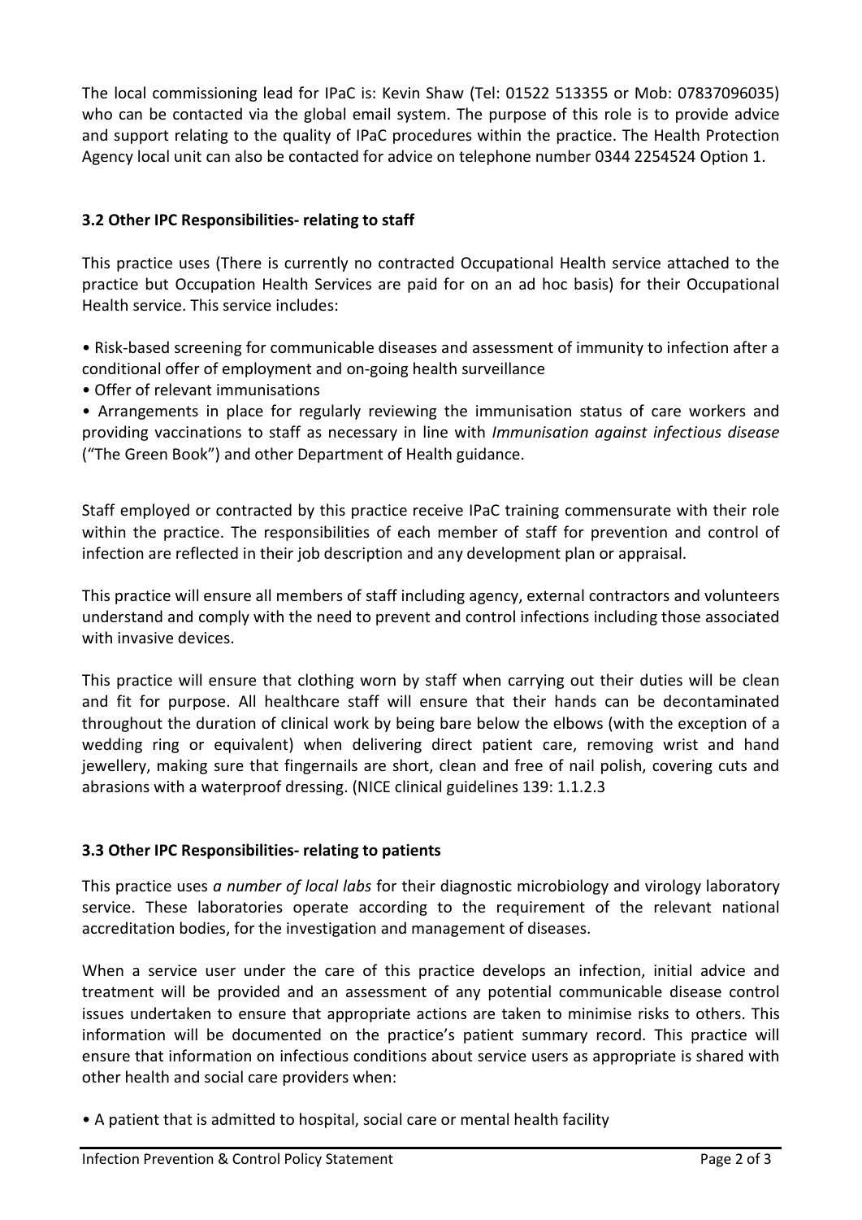The local commissioning lead for IPaC is: Kevin Shaw (Tel: 01522 513355 or Mob: 07837096035) who can be contacted via the global email system. The purpose of this role is to provide advice and support relating to the quality of IPaC procedures within the practice. The Health Protection Agency local unit can also be contacted for advice on telephone number 0344 2254524 Option 1.

### 3.2 Other IPC Responsibilities- relating to staff

This practice uses (There is currently no contracted Occupational Health service attached to the practice but Occupation Health Services are paid for on an ad hoc basis) for their Occupational Health service. This service includes:

- Risk-based screening for communicable diseases and assessment of immunity to infection after a conditional offer of employment and on-going health surveillance
- Offer of relevant immunisations
- Arrangements in place for regularly reviewing the immunisation status of care workers and providing vaccinations to staff as necessary in line with *Immunisation against infectious disease* ("The Green Book") and other Department of Health guidance.

Staff employed or contracted by this practice receive IPaC training commensurate with their role within the practice. The responsibilities of each member of staff for prevention and control of infection are reflected in their job description and any development plan or appraisal.

This practice will ensure all members of staff including agency, external contractors and volunteers understand and comply with the need to prevent and control infections including those associated with invasive devices.

This practice will ensure that clothing worn by staff when carrying out their duties will be clean and fit for purpose. All healthcare staff will ensure that their hands can be decontaminated throughout the duration of clinical work by being bare below the elbows (with the exception of a wedding ring or equivalent) when delivering direct patient care, removing wrist and hand jewellery, making sure that fingernails are short, clean and free of nail polish, covering cuts and abrasions with a waterproof dressing. (NICE clinical guidelines 139: 1.1.2.3

### 3.3 Other IPC Responsibilities- relating to patients

This practice uses *a number of local labs* for their diagnostic microbiology and virology laboratory service. These laboratories operate according to the requirement of the relevant national accreditation bodies, for the investigation and management of diseases.

When a service user under the care of this practice develops an infection, initial advice and treatment will be provided and an assessment of any potential communicable disease control issues undertaken to ensure that appropriate actions are taken to minimise risks to others. This information will be documented on the practice's patient summary record. This practice will ensure that information on infectious conditions about service users as appropriate is shared with other health and social care providers when:

- A patient that is admitted to hospital, social care or mental health facility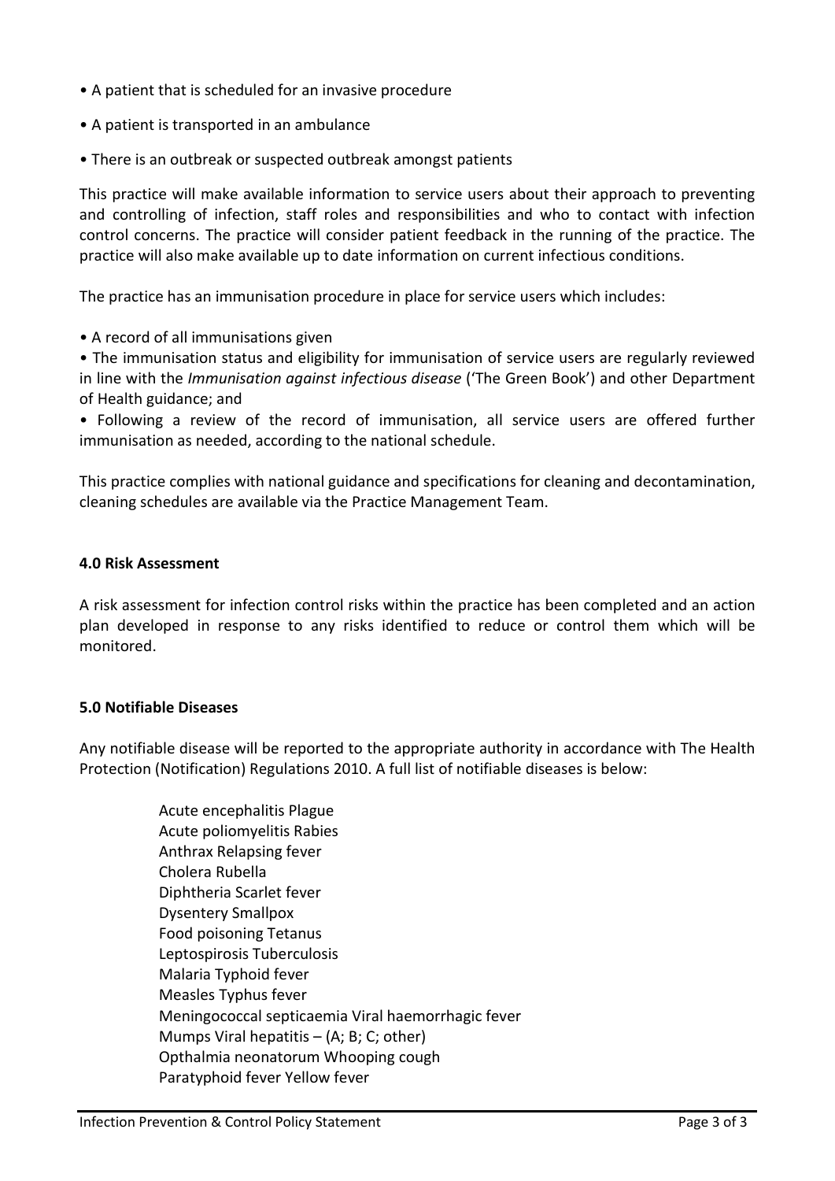- A patient that is scheduled for an invasive procedure
- A patient is transported in an ambulance
- There is an outbreak or suspected outbreak amongst patients

This practice will make available information to service users about their approach to preventing and controlling of infection, staff roles and responsibilities and who to contact with infection control concerns. The practice will consider patient feedback in the running of the practice. The practice will also make available up to date information on current infectious conditions.

The practice has an immunisation procedure in place for service users which includes:

- A record of all immunisations given
- The immunisation status and eligibility for immunisation of service users are regularly reviewed in line with the *Immunisation against infectious disease* ('The Green Book') and other Department of Health guidance; and
- Following a review of the record of immunisation, all service users are offered further immunisation as needed, according to the national schedule.

This practice complies with national guidance and specifications for cleaning and decontamination, cleaning schedules are available via the Practice Management Team.

**4.0 Risk Assessment**

A risk assessment for infection control risks within the practice has been completed and an action plan developed in response to any risks identified to reduce or control them which will be monitored.

**5.0 Notifiable Diseases**

Any notifiable disease will be reported to the appropriate authority in accordance with The Health Protection (Notification) Regulations 2010. A full list of notifiable diseases is below:

Acute encephalitis Plague
Acute poliomyelitis Rabies
Anthrax Relapsing fever
Cholera Rubella
Diphtheria Scarlet fever
Dysentery Smallpox
Food poisoning Tetanus
Leptospirosis Tuberculosis
Malaria Typhoid fever
Measles Typhus fever
Meningococcal septicaemia Viral haemorrhagic fever
Mumps Viral hepatitis – (A; B; C; other)
Opthalmia neonatorum Whooping cough
Paratyphoid fever Yellow fever